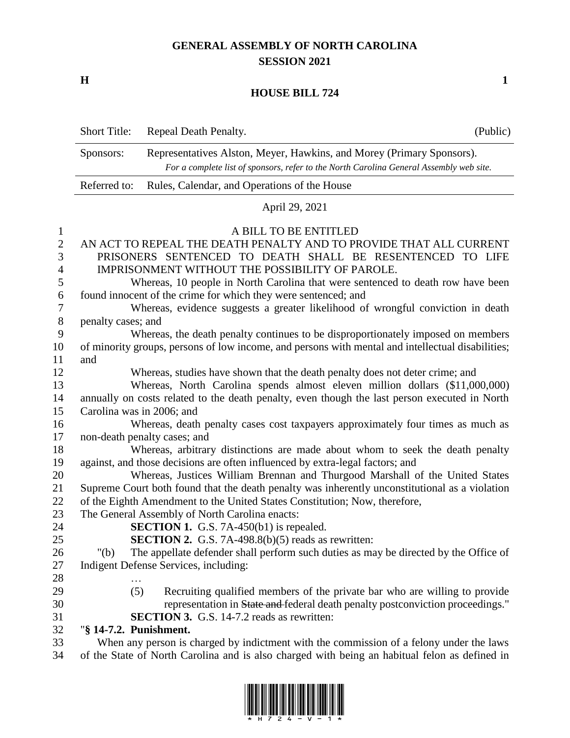# GENERAL ASSEMBLY OF NORTH CAROLINA
## SESSION 2021

**H** **1**

## HOUSE BILL 724

| | | |
|---|---|---|
| Short Title: | Repeal Death Penalty. | (Public) |
| Sponsors: | Representatives Alston, Meyer, Hawkins, and Morey (Primary Sponsors). *For a complete list of sponsors, refer to the North Carolina General Assembly web site.* | |
| Referred to: | Rules, Calendar, and Operations of the House | |

April 29, 2021

A BILL TO BE ENTITLED

AN ACT TO REPEAL THE DEATH PENALTY AND TO PROVIDE THAT ALL CURRENT PRISONERS SENTENCED TO DEATH SHALL BE RESENTENCED TO LIFE IMPRISONMENT WITHOUT THE POSSIBILITY OF PAROLE.

Whereas, 10 people in North Carolina that were sentenced to death row have been found innocent of the crime for which they were sentenced; and

Whereas, evidence suggests a greater likelihood of wrongful conviction in death penalty cases; and

Whereas, the death penalty continues to be disproportionately imposed on members of minority groups, persons of low income, and persons with mental and intellectual disabilities; and

Whereas, studies have shown that the death penalty does not deter crime; and

Whereas, North Carolina spends almost eleven million dollars ($11,000,000) annually on costs related to the death penalty, even though the last person executed in North Carolina was in 2006; and

Whereas, death penalty cases cost taxpayers approximately four times as much as non-death penalty cases; and

Whereas, arbitrary distinctions are made about whom to seek the death penalty against, and those decisions are often influenced by extra-legal factors; and

Whereas, Justices William Brennan and Thurgood Marshall of the United States Supreme Court both found that the death penalty was inherently unconstitutional as a violation of the Eighth Amendment to the United States Constitution; Now, therefore,

The General Assembly of North Carolina enacts:

**SECTION 1.** G.S. 7A-450(b1) is repealed.

**SECTION 2.** G.S. 7A-498.8(b)(5) reads as rewritten:

"(b) The appellate defender shall perform such duties as may be directed by the Office of Indigent Defense Services, including:

…

(5) Recruiting qualified members of the private bar who are willing to provide representation in ~~State and~~ federal death penalty postconviction proceedings."

**SECTION 3.** G.S. 14-7.2 reads as rewritten:

"**§ 14-7.2. Punishment.**

When any person is charged by indictment with the commission of a felony under the laws of the State of North Carolina and is also charged with being an habitual felon as defined in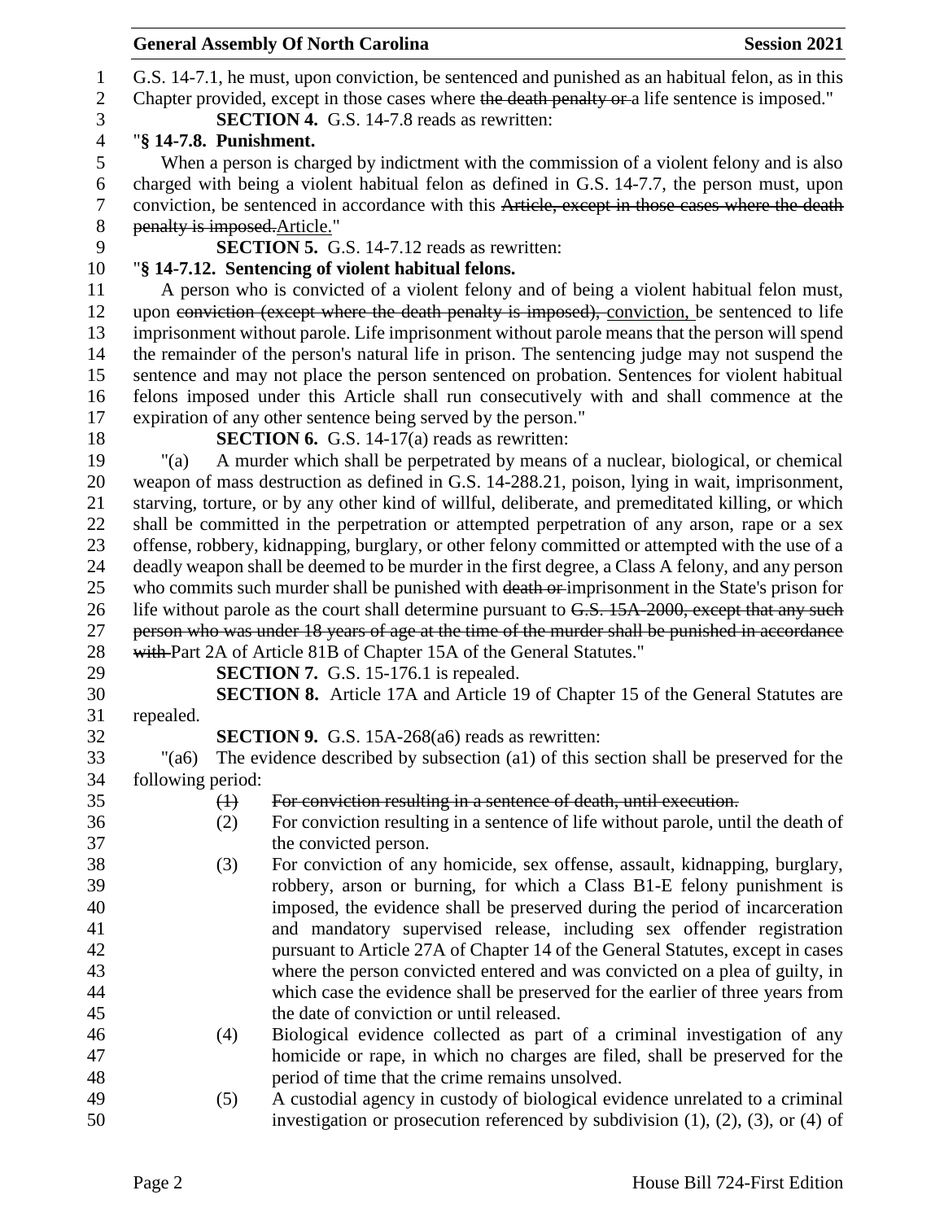G.S. 14-7.1, he must, upon conviction, be sentenced and punished as an habitual felon, as in this Chapter provided, except in those cases where ~~the death penalty or~~ a life sentence is imposed."

**SECTION 4.** G.S. 14-7.8 reads as rewritten:

"**§ 14-7.8. Punishment.**

When a person is charged by indictment with the commission of a violent felony and is also charged with being a violent habitual felon as defined in G.S. 14-7.7, the person must, upon conviction, be sentenced in accordance with this ~~Article, except in those cases where the death penalty is imposed.~~Article."

**SECTION 5.** G.S. 14-7.12 reads as rewritten:

"**§ 14-7.12. Sentencing of violent habitual felons.**

A person who is convicted of a violent felony and of being a violent habitual felon must, upon ~~conviction (except where the death penalty is imposed),~~ conviction, be sentenced to life imprisonment without parole. Life imprisonment without parole means that the person will spend the remainder of the person's natural life in prison. The sentencing judge may not suspend the sentence and may not place the person sentenced on probation. Sentences for violent habitual felons imposed under this Article shall run consecutively with and shall commence at the expiration of any other sentence being served by the person."

**SECTION 6.** G.S. 14-17(a) reads as rewritten:

"(a) A murder which shall be perpetrated by means of a nuclear, biological, or chemical weapon of mass destruction as defined in G.S. 14-288.21, poison, lying in wait, imprisonment, starving, torture, or by any other kind of willful, deliberate, and premeditated killing, or which shall be committed in the perpetration or attempted perpetration of any arson, rape or a sex offense, robbery, kidnapping, burglary, or other felony committed or attempted with the use of a deadly weapon shall be deemed to be murder in the first degree, a Class A felony, and any person who commits such murder shall be punished with ~~death or~~ imprisonment in the State's prison for life without parole as the court shall determine pursuant to ~~G.S. 15A-2000, except that any such person who was under 18 years of age at the time of the murder shall be punished in accordance with~~ Part 2A of Article 81B of Chapter 15A of the General Statutes."

**SECTION 7.** G.S. 15-176.1 is repealed.

**SECTION 8.** Article 17A and Article 19 of Chapter 15 of the General Statutes are repealed.

**SECTION 9.** G.S. 15A-268(a6) reads as rewritten:

"(a6) The evidence described by subsection (a1) of this section shall be preserved for the following period:

~~(1) For conviction resulting in a sentence of death, until execution.~~

(2) For conviction resulting in a sentence of life without parole, until the death of the convicted person.

(3) For conviction of any homicide, sex offense, assault, kidnapping, burglary, robbery, arson or burning, for which a Class B1-E felony punishment is imposed, the evidence shall be preserved during the period of incarceration and mandatory supervised release, including sex offender registration pursuant to Article 27A of Chapter 14 of the General Statutes, except in cases where the person convicted entered and was convicted on a plea of guilty, in which case the evidence shall be preserved for the earlier of three years from the date of conviction or until released.

(4) Biological evidence collected as part of a criminal investigation of any homicide or rape, in which no charges are filed, shall be preserved for the period of time that the crime remains unsolved.

(5) A custodial agency in custody of biological evidence unrelated to a criminal investigation or prosecution referenced by subdivision (1), (2), (3), or (4) of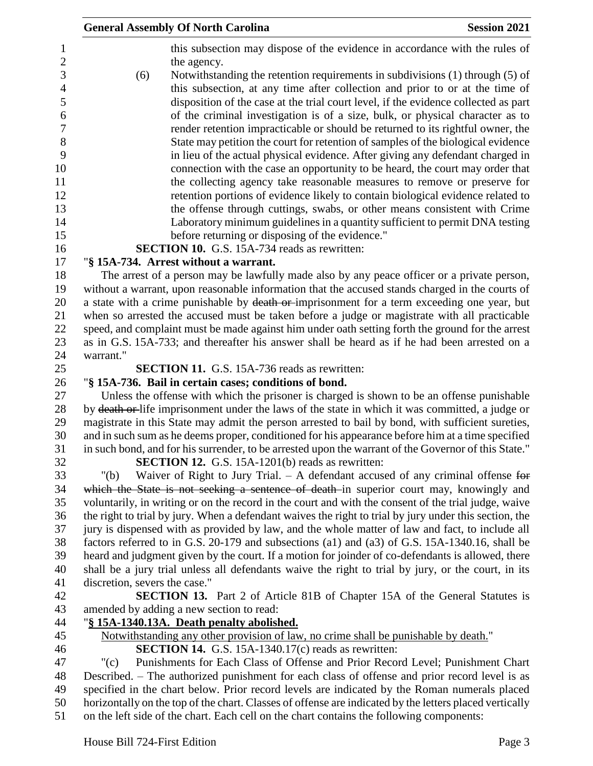this subsection may dispose of the evidence in accordance with the rules of the agency.

(6) Notwithstanding the retention requirements in subdivisions (1) through (5) of this subsection, at any time after collection and prior to or at the time of disposition of the case at the trial court level, if the evidence collected as part of the criminal investigation is of a size, bulk, or physical character as to render retention impracticable or should be returned to its rightful owner, the State may petition the court for retention of samples of the biological evidence in lieu of the actual physical evidence. After giving any defendant charged in connection with the case an opportunity to be heard, the court may order that the collecting agency take reasonable measures to remove or preserve for retention portions of evidence likely to contain biological evidence related to the offense through cuttings, swabs, or other means consistent with Crime Laboratory minimum guidelines in a quantity sufficient to permit DNA testing before returning or disposing of the evidence."

**SECTION 10.** G.S. 15A-734 reads as rewritten:

"**§ 15A-734. Arrest without a warrant.**

The arrest of a person may be lawfully made also by any peace officer or a private person, without a warrant, upon reasonable information that the accused stands charged in the courts of a state with a crime punishable by ~~death or~~ imprisonment for a term exceeding one year, but when so arrested the accused must be taken before a judge or magistrate with all practicable speed, and complaint must be made against him under oath setting forth the ground for the arrest as in G.S. 15A-733; and thereafter his answer shall be heard as if he had been arrested on a warrant."

**SECTION 11.** G.S. 15A-736 reads as rewritten:

"**§ 15A-736. Bail in certain cases; conditions of bond.**

Unless the offense with which the prisoner is charged is shown to be an offense punishable by ~~death or~~ life imprisonment under the laws of the state in which it was committed, a judge or magistrate in this State may admit the person arrested to bail by bond, with sufficient sureties, and in such sum as he deems proper, conditioned for his appearance before him at a time specified in such bond, and for his surrender, to be arrested upon the warrant of the Governor of this State."

**SECTION 12.** G.S. 15A-1201(b) reads as rewritten:

"(b) Waiver of Right to Jury Trial. – A defendant accused of any criminal offense ~~for which the State is not seeking a sentence of death~~ in superior court may, knowingly and voluntarily, in writing or on the record in the court and with the consent of the trial judge, waive the right to trial by jury. When a defendant waives the right to trial by jury under this section, the jury is dispensed with as provided by law, and the whole matter of law and fact, to include all factors referred to in G.S. 20-179 and subsections (a1) and (a3) of G.S. 15A-1340.16, shall be heard and judgment given by the court. If a motion for joinder of co-defendants is allowed, there shall be a jury trial unless all defendants waive the right to trial by jury, or the court, in its discretion, severs the case."

**SECTION 13.** Part 2 of Article 81B of Chapter 15A of the General Statutes is amended by adding a new section to read:

"<u>**§ 15A-1340.13A. Death penalty abolished.**</u>

<u>Notwithstanding any other provision of law, no crime shall be punishable by death.</u>"

**SECTION 14.** G.S. 15A-1340.17(c) reads as rewritten:

"(c) Punishments for Each Class of Offense and Prior Record Level; Punishment Chart Described. – The authorized punishment for each class of offense and prior record level is as specified in the chart below. Prior record levels are indicated by the Roman numerals placed horizontally on the top of the chart. Classes of offense are indicated by the letters placed vertically on the left side of the chart. Each cell on the chart contains the following components: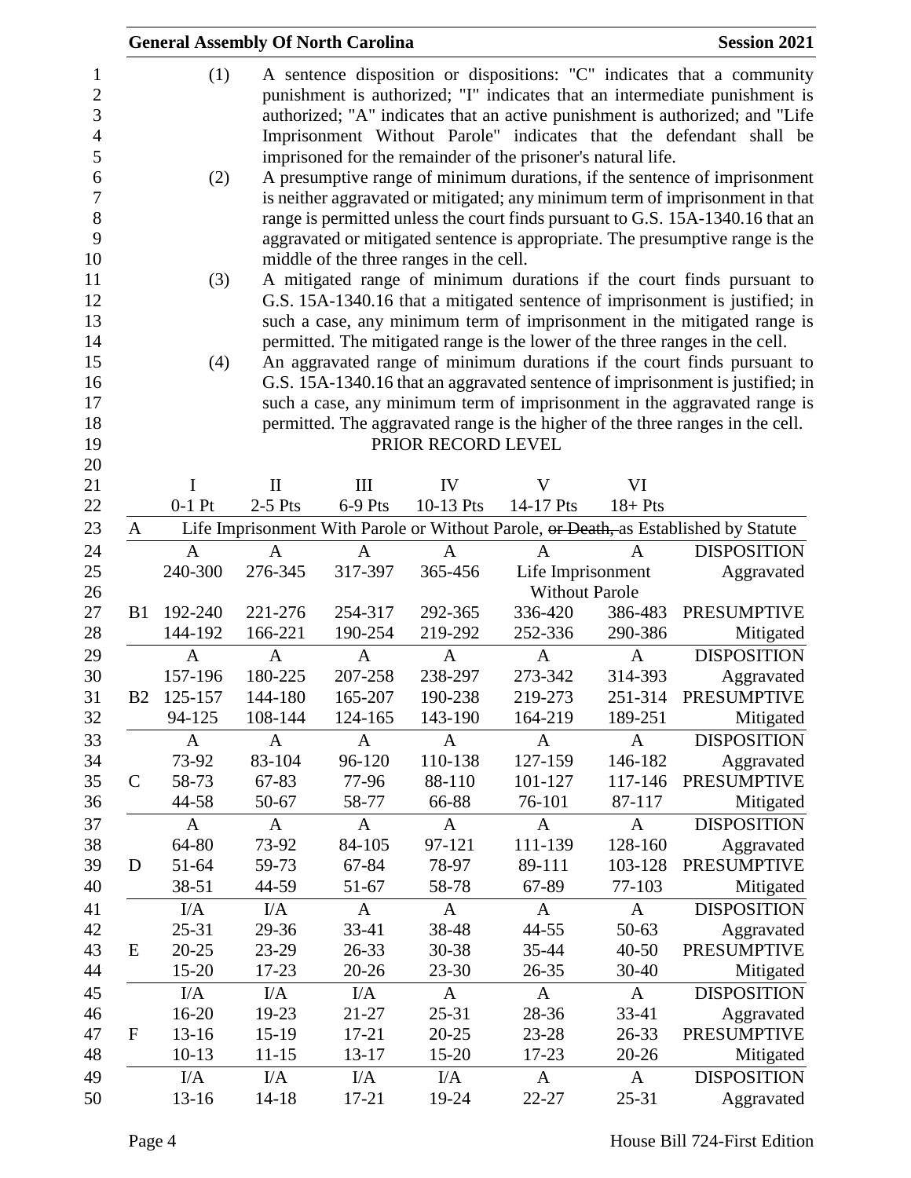(1) A sentence disposition or dispositions: "C" indicates that a community punishment is authorized; "I" indicates that an intermediate punishment is authorized; "A" indicates that an active punishment is authorized; and "Life Imprisonment Without Parole" indicates that the defendant shall be imprisoned for the remainder of the prisoner's natural life.

(2) A presumptive range of minimum durations, if the sentence of imprisonment is neither aggravated or mitigated; any minimum term of imprisonment in that range is permitted unless the court finds pursuant to G.S. 15A-1340.16 that an aggravated or mitigated sentence is appropriate. The presumptive range is the middle of the three ranges in the cell.

(3) A mitigated range of minimum durations if the court finds pursuant to G.S. 15A-1340.16 that a mitigated sentence of imprisonment is justified; in such a case, any minimum term of imprisonment in the mitigated range is permitted. The mitigated range is the lower of the three ranges in the cell.

(4) An aggravated range of minimum durations if the court finds pursuant to G.S. 15A-1340.16 that an aggravated sentence of imprisonment is justified; in such a case, any minimum term of imprisonment in the aggravated range is permitted. The aggravated range is the higher of the three ranges in the cell.

PRIOR RECORD LEVEL

| | I<br>0-1 Pt | II<br>2-5 Pts | III<br>6-9 Pts | IV<br>10-13 Pts | V<br>14-17 Pts | VI<br>18+ Pts | |
|---|---|---|---|---|---|---|---|
| A | Life Imprisonment With Parole or Without Parole, ~~or Death,~~ as Established by Statute | | | | | | |
| | A | A | A | A | A | A | DISPOSITION |
| | 240-300 | 276-345 | 317-397 | 365-456 | Life Imprisonment Without Parole | | Aggravated |
| B1 | 192-240 | 221-276 | 254-317 | 292-365 | 336-420 | 386-483 | PRESUMPTIVE |
| | 144-192 | 166-221 | 190-254 | 219-292 | 252-336 | 290-386 | Mitigated |
| | A | A | A | A | A | A | DISPOSITION |
| | 157-196 | 180-225 | 207-258 | 238-297 | 273-342 | 314-393 | Aggravated |
| B2 | 125-157 | 144-180 | 165-207 | 190-238 | 219-273 | 251-314 | PRESUMPTIVE |
| | 94-125 | 108-144 | 124-165 | 143-190 | 164-219 | 189-251 | Mitigated |
| | A | A | A | A | A | A | DISPOSITION |
| | 73-92 | 83-104 | 96-120 | 110-138 | 127-159 | 146-182 | Aggravated |
| C | 58-73 | 67-83 | 77-96 | 88-110 | 101-127 | 117-146 | PRESUMPTIVE |
| | 44-58 | 50-67 | 58-77 | 66-88 | 76-101 | 87-117 | Mitigated |
| | A | A | A | A | A | A | DISPOSITION |
| | 64-80 | 73-92 | 84-105 | 97-121 | 111-139 | 128-160 | Aggravated |
| D | 51-64 | 59-73 | 67-84 | 78-97 | 89-111 | 103-128 | PRESUMPTIVE |
| | 38-51 | 44-59 | 51-67 | 58-78 | 67-89 | 77-103 | Mitigated |
| | I/A | I/A | A | A | A | A | DISPOSITION |
| | 25-31 | 29-36 | 33-41 | 38-48 | 44-55 | 50-63 | Aggravated |
| E | 20-25 | 23-29 | 26-33 | 30-38 | 35-44 | 40-50 | PRESUMPTIVE |
| | 15-20 | 17-23 | 20-26 | 23-30 | 26-35 | 30-40 | Mitigated |
| | I/A | I/A | I/A | A | A | A | DISPOSITION |
| | 16-20 | 19-23 | 21-27 | 25-31 | 28-36 | 33-41 | Aggravated |
| F | 13-16 | 15-19 | 17-21 | 20-25 | 23-28 | 26-33 | PRESUMPTIVE |
| | 10-13 | 11-15 | 13-17 | 15-20 | 17-23 | 20-26 | Mitigated |
| | I/A | I/A | I/A | I/A | A | A | DISPOSITION |
| | 13-16 | 14-18 | 17-21 | 19-24 | 22-27 | 25-31 | Aggravated |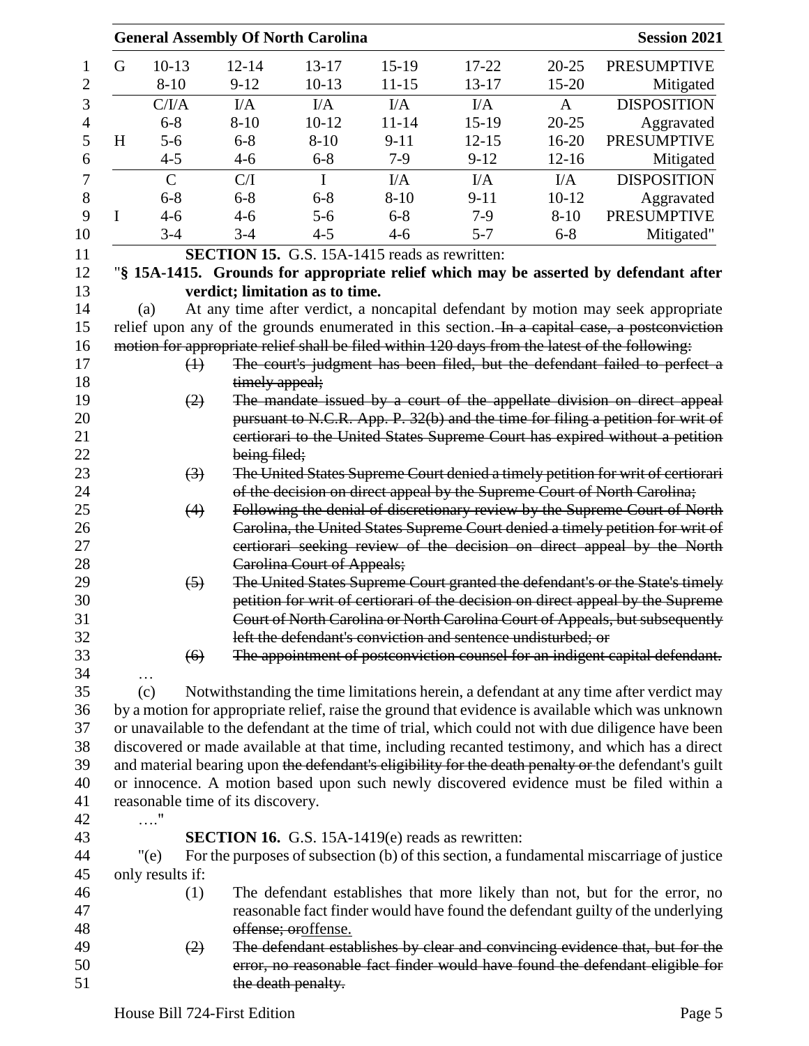| G | 10-13 | 12-14 | 13-17 | 15-19 | 17-22 | 20-25 | PRESUMPTIVE |
|---|---|---|---|---|---|---|---|
| | 8-10 | 9-12 | 10-13 | 11-15 | 13-17 | 15-20 | Mitigated |
| | C/I/A | I/A | I/A | I/A | I/A | A | DISPOSITION |
| | 6-8 | 8-10 | 10-12 | 11-14 | 15-19 | 20-25 | Aggravated |
| H | 5-6 | 6-8 | 8-10 | 9-11 | 12-15 | 16-20 | PRESUMPTIVE |
| | 4-5 | 4-6 | 6-8 | 7-9 | 9-12 | 12-16 | Mitigated |
| | C | C/I | I | I/A | I/A | I/A | DISPOSITION |
| | 6-8 | 6-8 | 6-8 | 8-10 | 9-11 | 10-12 | Aggravated |
| I | 4-6 | 4-6 | 5-6 | 6-8 | 7-9 | 8-10 | PRESUMPTIVE |
| | 3-4 | 3-4 | 4-5 | 4-6 | 5-7 | 6-8 | Mitigated" |

**SECTION 15.** G.S. 15A-1415 reads as rewritten:

"**§ 15A-1415. Grounds for appropriate relief which may be asserted by defendant after verdict; limitation as to time.**

(a) At any time after verdict, a noncapital defendant by motion may seek appropriate relief upon any of the grounds enumerated in this section. ~~In a capital case, a postconviction motion for appropriate relief shall be filed within 120 days from the latest of the following:~~

~~(1) The court's judgment has been filed, but the defendant failed to perfect a timely appeal;~~

~~(2) The mandate issued by a court of the appellate division on direct appeal pursuant to N.C.R. App. P. 32(b) and the time for filing a petition for writ of certiorari to the United States Supreme Court has expired without a petition being filed;~~

~~(3) The United States Supreme Court denied a timely petition for writ of certiorari of the decision on direct appeal by the Supreme Court of North Carolina;~~

~~(4) Following the denial of discretionary review by the Supreme Court of North Carolina, the United States Supreme Court denied a timely petition for writ of certiorari seeking review of the decision on direct appeal by the North Carolina Court of Appeals;~~

~~(5) The United States Supreme Court granted the defendant's or the State's timely petition for writ of certiorari of the decision on direct appeal by the Supreme Court of North Carolina or North Carolina Court of Appeals, but subsequently left the defendant's conviction and sentence undisturbed; or~~

~~(6) The appointment of postconviction counsel for an indigent capital defendant.~~

…

(c) Notwithstanding the time limitations herein, a defendant at any time after verdict may by a motion for appropriate relief, raise the ground that evidence is available which was unknown or unavailable to the defendant at the time of trial, which could not with due diligence have been discovered or made available at that time, including recanted testimony, and which has a direct and material bearing upon ~~the defendant's eligibility for the death penalty or~~ the defendant's guilt or innocence. A motion based upon such newly discovered evidence must be filed within a reasonable time of its discovery.

…."

**SECTION 16.** G.S. 15A-1419(e) reads as rewritten:

"(e) For the purposes of subsection (b) of this section, a fundamental miscarriage of justice only results if:

(1) The defendant establishes that more likely than not, but for the error, no reasonable fact finder would have found the defendant guilty of the underlying ~~offense; or~~offense.

~~(2) The defendant establishes by clear and convincing evidence that, but for the error, no reasonable fact finder would have found the defendant eligible for the death penalty.~~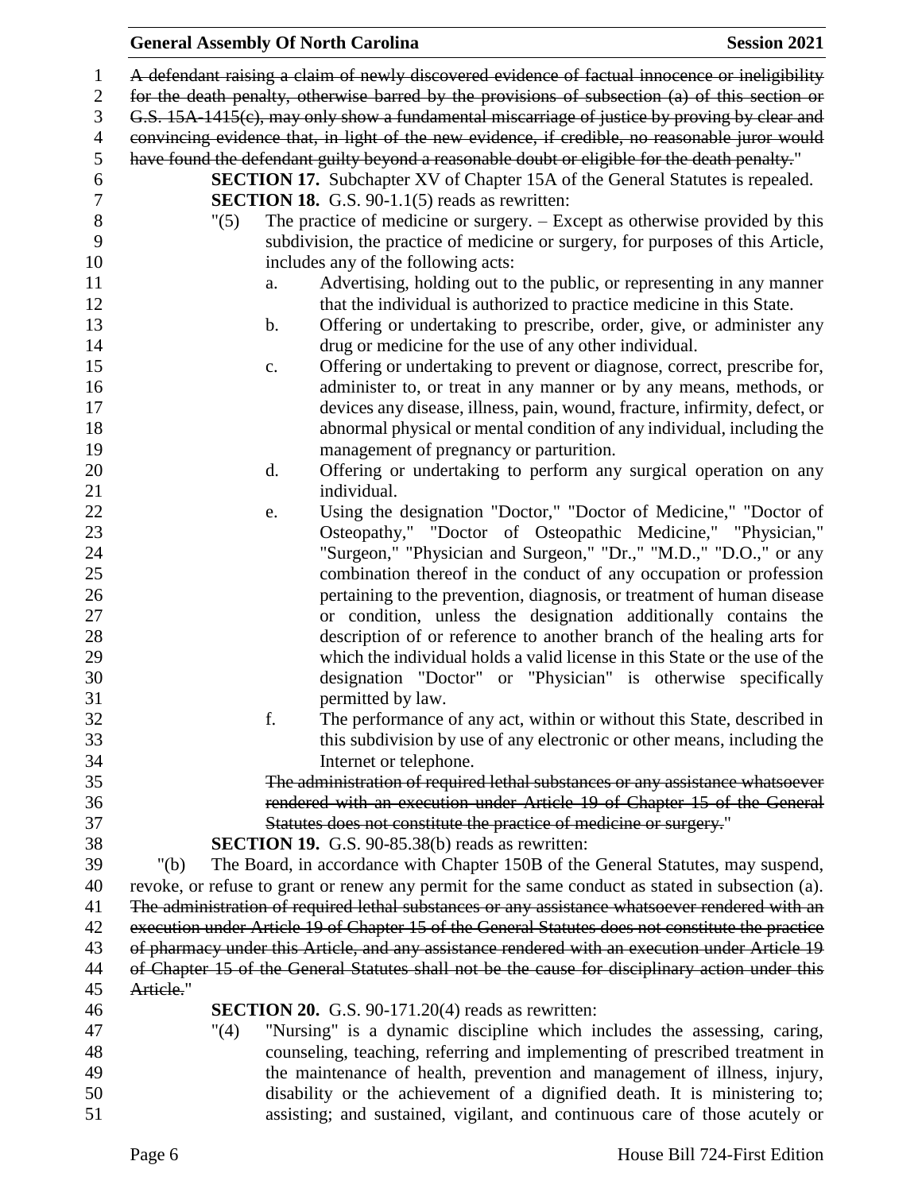~~A defendant raising a claim of newly discovered evidence of factual innocence or ineligibility for the death penalty, otherwise barred by the provisions of subsection (a) of this section or G.S. 15A-1415(c), may only show a fundamental miscarriage of justice by proving by clear and convincing evidence that, in light of the new evidence, if credible, no reasonable juror would have found the defendant guilty beyond a reasonable doubt or eligible for the death penalty.~~"

**SECTION 17.** Subchapter XV of Chapter 15A of the General Statutes is repealed.

**SECTION 18.** G.S. 90-1.1(5) reads as rewritten:

"(5) The practice of medicine or surgery. – Except as otherwise provided by this subdivision, the practice of medicine or surgery, for purposes of this Article, includes any of the following acts:

a. Advertising, holding out to the public, or representing in any manner that the individual is authorized to practice medicine in this State.

b. Offering or undertaking to prescribe, order, give, or administer any drug or medicine for the use of any other individual.

c. Offering or undertaking to prevent or diagnose, correct, prescribe for, administer to, or treat in any manner or by any means, methods, or devices any disease, illness, pain, wound, fracture, infirmity, defect, or abnormal physical or mental condition of any individual, including the management of pregnancy or parturition.

d. Offering or undertaking to perform any surgical operation on any individual.

e. Using the designation "Doctor," "Doctor of Medicine," "Doctor of Osteopathy," "Doctor of Osteopathic Medicine," "Physician," "Surgeon," "Physician and Surgeon," "Dr.," "M.D.," "D.O.," or any combination thereof in the conduct of any occupation or profession pertaining to the prevention, diagnosis, or treatment of human disease or condition, unless the designation additionally contains the description of or reference to another branch of the healing arts for which the individual holds a valid license in this State or the use of the designation "Doctor" or "Physician" is otherwise specifically permitted by law.

f. The performance of any act, within or without this State, described in this subdivision by use of any electronic or other means, including the Internet or telephone.

~~The administration of required lethal substances or any assistance whatsoever rendered with an execution under Article 19 of Chapter 15 of the General Statutes does not constitute the practice of medicine or surgery.~~"

**SECTION 19.** G.S. 90-85.38(b) reads as rewritten:

"(b) The Board, in accordance with Chapter 150B of the General Statutes, may suspend, revoke, or refuse to grant or renew any permit for the same conduct as stated in subsection (a). ~~The administration of required lethal substances or any assistance whatsoever rendered with an execution under Article 19 of Chapter 15 of the General Statutes does not constitute the practice of pharmacy under this Article, and any assistance rendered with an execution under Article 19 of Chapter 15 of the General Statutes shall not be the cause for disciplinary action under this Article.~~"

**SECTION 20.** G.S. 90-171.20(4) reads as rewritten:

"(4) "Nursing" is a dynamic discipline which includes the assessing, caring, counseling, teaching, referring and implementing of prescribed treatment in the maintenance of health, prevention and management of illness, injury, disability or the achievement of a dignified death. It is ministering to; assisting; and sustained, vigilant, and continuous care of those acutely or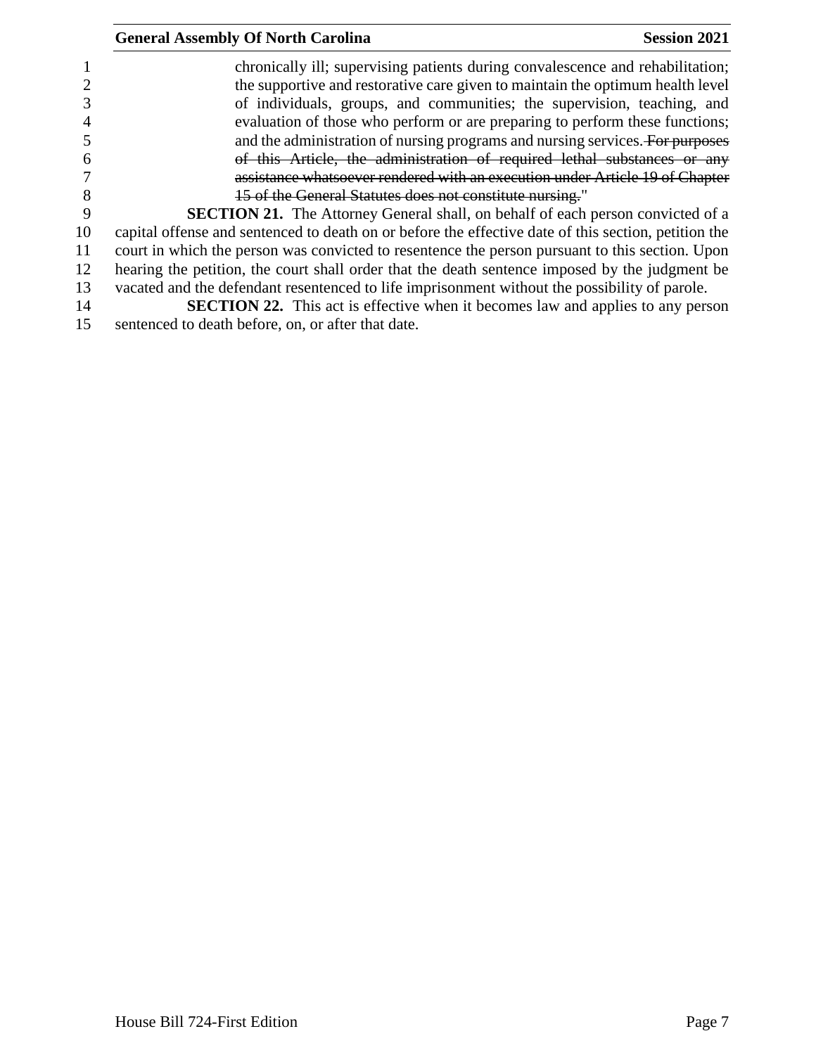chronically ill; supervising patients during convalescence and rehabilitation; the supportive and restorative care given to maintain the optimum health level of individuals, groups, and communities; the supervision, teaching, and evaluation of those who perform or are preparing to perform these functions; and the administration of nursing programs and nursing services. ~~For purposes of this Article, the administration of required lethal substances or any assistance whatsoever rendered with an execution under Article 19 of Chapter 15 of the General Statutes does not constitute nursing.~~"

**SECTION 21.** The Attorney General shall, on behalf of each person convicted of a capital offense and sentenced to death on or before the effective date of this section, petition the court in which the person was convicted to resentence the person pursuant to this section. Upon hearing the petition, the court shall order that the death sentence imposed by the judgment be vacated and the defendant resentenced to life imprisonment without the possibility of parole.

**SECTION 22.** This act is effective when it becomes law and applies to any person sentenced to death before, on, or after that date.